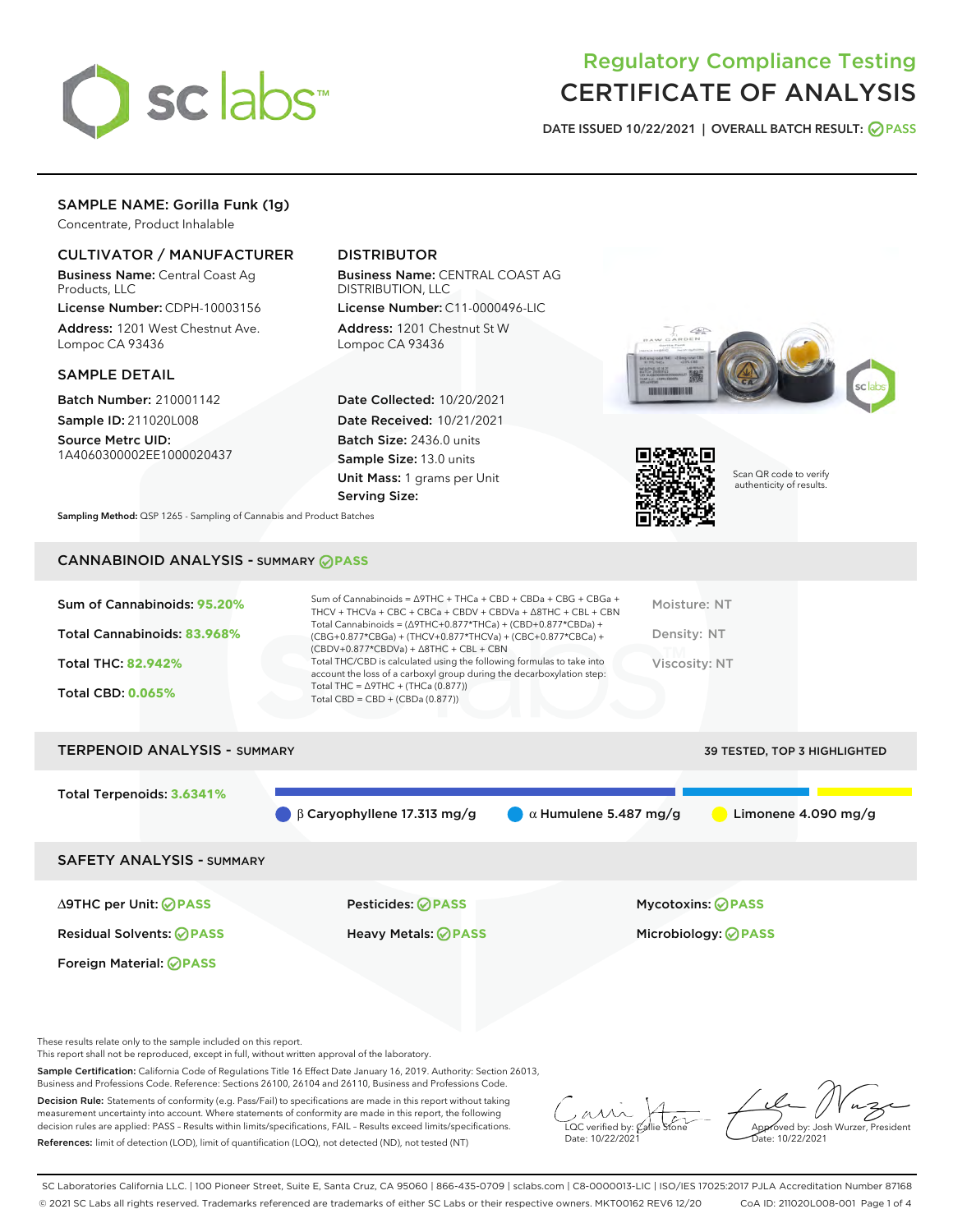# Regulatory Compliance Testing
# CERTIFICATE OF ANALYSIS

DATE ISSUED 10/22/2021 | OVERALL BATCH RESULT: PASS

## SAMPLE NAME: Gorilla Funk (1g)

Concentrate, Product Inhalable

### CULTIVATOR / MANUFACTURER

**Business Name:** Central Coast Ag Products, LLC
**License Number:** CDPH-10003156
**Address:** 1201 West Chestnut Ave. Lompoc CA 93436

### DISTRIBUTOR

**Business Name:** CENTRAL COAST AG DISTRIBUTION, LLC
**License Number:** C11-0000496-LIC
**Address:** 1201 Chestnut St W Lompoc CA 93436

### SAMPLE DETAIL

**Batch Number:** 210001142
**Sample ID:** 211020L008
**Source Metrc UID:** 1A4060300002EE1000020437

**Date Collected:** 10/20/2021
**Date Received:** 10/21/2021
**Batch Size:** 2436.0 units
**Sample Size:** 13.0 units
**Unit Mass:** 1 grams per Unit
**Serving Size:**

Scan QR code to verify authenticity of results.

**Sampling Method:** QSP 1265 - Sampling of Cannabis and Product Batches

## CANNABINOID ANALYSIS - SUMMARY PASS

Sum of Cannabinoids: **95.20%**
Total Cannabinoids: **83.968%**
Total THC: **82.942%**
Total CBD: **0.065%**

Sum of Cannabinoids = Δ9THC + THCa + CBD + CBDa + CBG + CBGa + THCV + THCVa + CBC + CBCa + CBDV + CBDVa + Δ8THC + CBL + CBN
Total Cannabinoids = (Δ9THC+0.877*THCa) + (CBD+0.877*CBDa) + (CBG+0.877*CBGa) + (THCV+0.877*THCVa) + (CBC+0.877*CBCa) + (CBDV+0.877*CBDVa) + Δ8THC + CBL + CBN
Total THC/CBD is calculated using the following formulas to take into account the loss of a carboxyl group during the decarboxylation step:
Total THC = Δ9THC + (THCa (0.877))
Total CBD = CBD + (CBDa (0.877))

Moisture: NT
Density: NT
Viscosity: NT

## TERPENOID ANALYSIS - SUMMARY

39 TESTED, TOP 3 HIGHLIGHTED

Total Terpenoids: **3.6341%**

β Caryophyllene 17.313 mg/g | α Humulene 5.487 mg/g | Limonene 4.090 mg/g

## SAFETY ANALYSIS - SUMMARY

| | | |
|---|---|---|
| Δ9THC per Unit: PASS | Pesticides: PASS | Mycotoxins: PASS |
| Residual Solvents: PASS | Heavy Metals: PASS | Microbiology: PASS |
| Foreign Material: PASS | | |

These results relate only to the sample included on this report.
This report shall not be reproduced, except in full, without written approval of the laboratory.

**Sample Certification:** California Code of Regulations Title 16 Effect Date January 16, 2019. Authority: Section 26013, Business and Professions Code. Reference: Sections 26100, 26104 and 26110, Business and Professions Code.

**Decision Rule:** Statements of conformity (e.g. Pass/Fail) to specifications are made in this report without taking measurement uncertainty into account. Where statements of conformity are made in this report, the following decision rules are applied: PASS – Results within limits/specifications, FAIL – Results exceed limits/specifications.

**References:** limit of detection (LOD), limit of quantification (LOQ), not detected (ND), not tested (NT)

LQC verified by: Callie Stone
Date: 10/22/2021

Approved by: Josh Wurzer, President
Date: 10/22/2021

SC Laboratories California LLC. | 100 Pioneer Street, Suite E, Santa Cruz, CA 95060 | 866-435-0709 | sclabs.com | C8-0000013-LIC | ISO/IES 17025:2017 PJLA Accreditation Number 87168
© 2021 SC Labs all rights reserved. Trademarks referenced are trademarks of either SC Labs or their respective owners. MKT00162 REV6 12/20 CoA ID: 211020L008-001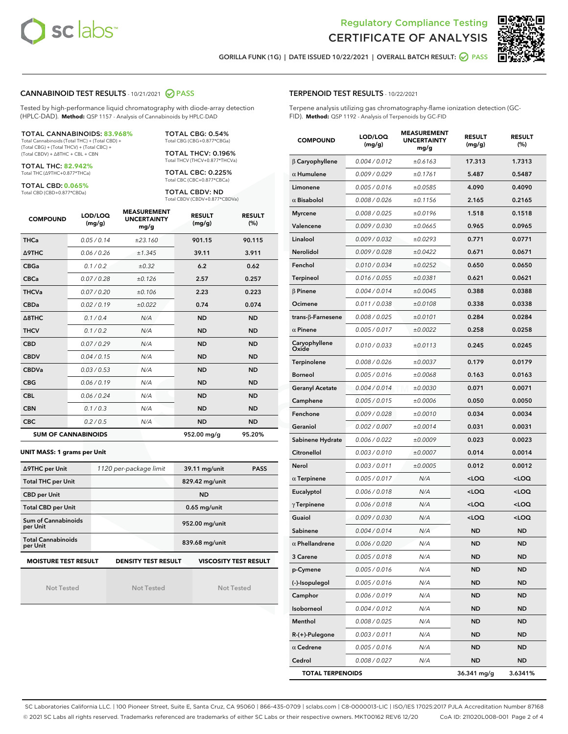Regulatory Compliance Testing

# CERTIFICATE OF ANALYSIS

GORILLA FUNK (1G) | DATE ISSUED 10/22/2021 | OVERALL BATCH RESULT: PASS

## CANNABINOID TEST RESULTS - 10/21/2021 PASS

Tested by high-performance liquid chromatography with diode-array detection (HPLC-DAD). **Method:** QSP 1157 - Analysis of Cannabinoids by HPLC-DAD

**TOTAL CANNABINOIDS: 83.968%**
Total Cannabinoids (Total THC) + (Total CBD) + (Total CBG) + (Total THCV) + (Total CBC) + (Total CBDV) + Δ8THC + CBL + CBN

**TOTAL THC: 82.942%**
Total THC (Δ9THC+0.877*THCa)

**TOTAL CBD: 0.065%**
Total CBD (CBD+0.877*CBDa)

**TOTAL CBG: 0.54%**
Total CBG (CBG+0.877*CBGa)

**TOTAL THCV: 0.196%**
Total THCV (THCV+0.877*THCVa)

**TOTAL CBC: 0.225%**
Total CBC (CBC+0.877*CBCa)

**TOTAL CBDV: ND**
Total CBDV (CBDV+0.877*CBDVa)

| COMPOUND | LOD/LOQ (mg/g) | MEASUREMENT UNCERTAINTY mg/g | RESULT (mg/g) | RESULT (%) |
|---|---|---|---|---|
| THCa | 0.05 / 0.14 | ±23.160 | 901.15 | 90.115 |
| Δ9THC | 0.06 / 0.26 | ±1.345 | 39.11 | 3.911 |
| CBGa | 0.1 / 0.2 | ±0.32 | 6.2 | 0.62 |
| CBCa | 0.07 / 0.28 | ±0.126 | 2.57 | 0.257 |
| THCVa | 0.07 / 0.20 | ±0.106 | 2.23 | 0.223 |
| CBDa | 0.02 / 0.19 | ±0.022 | 0.74 | 0.074 |
| Δ8THC | 0.1 / 0.4 | N/A | ND | ND |
| THCV | 0.1 / 0.2 | N/A | ND | ND |
| CBD | 0.07 / 0.29 | N/A | ND | ND |
| CBDV | 0.04 / 0.15 | N/A | ND | ND |
| CBDVa | 0.03 / 0.53 | N/A | ND | ND |
| CBG | 0.06 / 0.19 | N/A | ND | ND |
| CBL | 0.06 / 0.24 | N/A | ND | ND |
| CBN | 0.1 / 0.3 | N/A | ND | ND |
| CBC | 0.2 / 0.5 | N/A | ND | ND |
| **SUM OF CANNABINOIDS** | | | 952.00 mg/g | 95.20% |

**UNIT MASS: 1 grams per Unit**

| Δ9THC per Unit | 1120 per-package limit | 39.11 mg/unit | PASS |
|---|---|---|---|
| Total THC per Unit | | 829.42 mg/unit | |
| CBD per Unit | | ND | |
| Total CBD per Unit | | 0.65 mg/unit | |
| Sum of Cannabinoids per Unit | | 952.00 mg/unit | |
| Total Cannabinoids per Unit | | 839.68 mg/unit | |

| MOISTURE TEST RESULT | DENSITY TEST RESULT | VISCOSITY TEST RESULT |
|---|---|---|
| Not Tested | Not Tested | Not Tested |

## TERPENOID TEST RESULTS - 10/22/2021

Terpene analysis utilizing gas chromatography-flame ionization detection (GC-FID). **Method:** QSP 1192 - Analysis of Terpenoids by GC-FID

| COMPOUND | LOD/LOQ (mg/g) | MEASUREMENT UNCERTAINTY mg/g | RESULT (mg/g) | RESULT (%) |
|---|---|---|---|---|
| β Caryophyllene | 0.004 / 0.012 | ±0.6163 | 17.313 | 1.7313 |
| α Humulene | 0.009 / 0.029 | ±0.1761 | 5.487 | 0.5487 |
| Limonene | 0.005 / 0.016 | ±0.0585 | 4.090 | 0.4090 |
| α Bisabolol | 0.008 / 0.026 | ±0.1156 | 2.165 | 0.2165 |
| Myrcene | 0.008 / 0.025 | ±0.0196 | 1.518 | 0.1518 |
| Valencene | 0.009 / 0.030 | ±0.0665 | 0.965 | 0.0965 |
| Linalool | 0.009 / 0.032 | ±0.0293 | 0.771 | 0.0771 |
| Nerolidol | 0.009 / 0.028 | ±0.0422 | 0.671 | 0.0671 |
| Fenchol | 0.010 / 0.034 | ±0.0252 | 0.650 | 0.0650 |
| Terpineol | 0.016 / 0.055 | ±0.0381 | 0.621 | 0.0621 |
| β Pinene | 0.004 / 0.014 | ±0.0045 | 0.388 | 0.0388 |
| Ocimene | 0.011 / 0.038 | ±0.0108 | 0.338 | 0.0338 |
| trans-β-Farnesene | 0.008 / 0.025 | ±0.0101 | 0.284 | 0.0284 |
| α Pinene | 0.005 / 0.017 | ±0.0022 | 0.258 | 0.0258 |
| Caryophyllene Oxide | 0.010 / 0.033 | ±0.0113 | 0.245 | 0.0245 |
| Terpinolene | 0.008 / 0.026 | ±0.0037 | 0.179 | 0.0179 |
| Borneol | 0.005 / 0.016 | ±0.0068 | 0.163 | 0.0163 |
| Geranyl Acetate | 0.004 / 0.014 | ±0.0030 | 0.071 | 0.0071 |
| Camphene | 0.005 / 0.015 | ±0.0006 | 0.050 | 0.0050 |
| Fenchone | 0.009 / 0.028 | ±0.0010 | 0.034 | 0.0034 |
| Geraniol | 0.002 / 0.007 | ±0.0014 | 0.031 | 0.0031 |
| Sabinene Hydrate | 0.006 / 0.022 | ±0.0009 | 0.023 | 0.0023 |
| Citronellol | 0.003 / 0.010 | ±0.0007 | 0.014 | 0.0014 |
| Nerol | 0.003 / 0.011 | ±0.0005 | 0.012 | 0.0012 |
| α Terpinene | 0.005 / 0.017 | N/A | <LOQ | <LOQ |
| Eucalyptol | 0.006 / 0.018 | N/A | <LOQ | <LOQ |
| γ Terpinene | 0.006 / 0.018 | N/A | <LOQ | <LOQ |
| Guaiol | 0.009 / 0.030 | N/A | <LOQ | <LOQ |
| Sabinene | 0.004 / 0.014 | N/A | ND | ND |
| α Phellandrene | 0.006 / 0.020 | N/A | ND | ND |
| 3 Carene | 0.005 / 0.018 | N/A | ND | ND |
| p-Cymene | 0.005 / 0.016 | N/A | ND | ND |
| (-)-Isopulegol | 0.005 / 0.016 | N/A | ND | ND |
| Camphor | 0.006 / 0.019 | N/A | ND | ND |
| Isoborneol | 0.004 / 0.012 | N/A | ND | ND |
| Menthol | 0.008 / 0.025 | N/A | ND | ND |
| R-(+)-Pulegone | 0.003 / 0.011 | N/A | ND | ND |
| α Cedrene | 0.005 / 0.016 | N/A | ND | ND |
| Cedrol | 0.008 / 0.027 | N/A | ND | ND |
| **TOTAL TERPENOIDS** | | | 36.341 mg/g | 3.6341% |

SC Laboratories California LLC. | 100 Pioneer Street, Suite E, Santa Cruz, CA 95060 | 866-435-0709 | sclabs.com | C8-0000013-LIC | ISO/IES 17025:2017 PJLA Accreditation Number 87168
© 2021 SC Labs all rights reserved. Trademarks referenced are trademarks of either SC Labs or their respective owners. MKT00162 REV6 12/20 CoA ID: 211020L008-001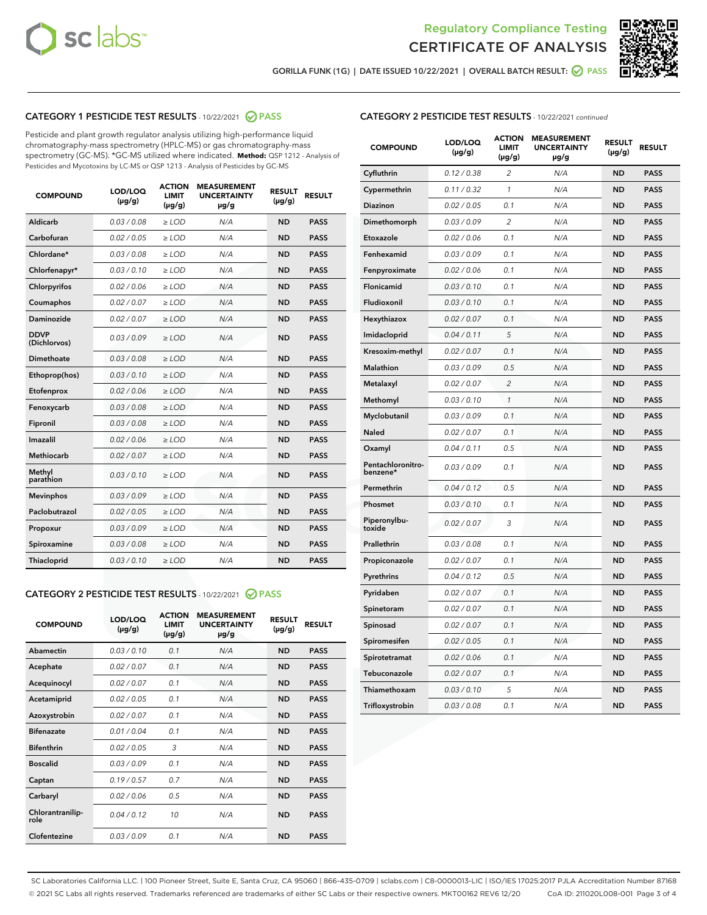Regulatory Compliance Testing
CERTIFICATE OF ANALYSIS

GORILLA FUNK (1G) | DATE ISSUED 10/22/2021 | OVERALL BATCH RESULT: PASS

## CATEGORY 1 PESTICIDE TEST RESULTS - 10/22/2021 PASS

Pesticide and plant growth regulator analysis utilizing high-performance liquid chromatography-mass spectrometry (HPLC-MS) or gas chromatography-mass spectrometry (GC-MS). *GC-MS utilized where indicated. **Method:** QSP 1212 - Analysis of Pesticides and Mycotoxins by LC-MS or QSP 1213 - Analysis of Pesticides by GC-MS

| COMPOUND | LOD/LOQ (µg/g) | ACTION LIMIT (µg/g) | MEASUREMENT UNCERTAINTY µg/g | RESULT (µg/g) | RESULT |
|---|---|---|---|---|---|
| Aldicarb | 0.03 / 0.08 | ≥ LOD | N/A | ND | PASS |
| Carbofuran | 0.02 / 0.05 | ≥ LOD | N/A | ND | PASS |
| Chlordane* | 0.03 / 0.08 | ≥ LOD | N/A | ND | PASS |
| Chlorfenapyr* | 0.03 / 0.10 | ≥ LOD | N/A | ND | PASS |
| Chlorpyrifos | 0.02 / 0.06 | ≥ LOD | N/A | ND | PASS |
| Coumaphos | 0.02 / 0.07 | ≥ LOD | N/A | ND | PASS |
| Daminozide | 0.02 / 0.07 | ≥ LOD | N/A | ND | PASS |
| DDVP (Dichlorvos) | 0.03 / 0.09 | ≥ LOD | N/A | ND | PASS |
| Dimethoate | 0.03 / 0.08 | ≥ LOD | N/A | ND | PASS |
| Ethoprop(hos) | 0.03 / 0.10 | ≥ LOD | N/A | ND | PASS |
| Etofenprox | 0.02 / 0.06 | ≥ LOD | N/A | ND | PASS |
| Fenoxycarb | 0.03 / 0.08 | ≥ LOD | N/A | ND | PASS |
| Fipronil | 0.03 / 0.08 | ≥ LOD | N/A | ND | PASS |
| Imazalil | 0.02 / 0.06 | ≥ LOD | N/A | ND | PASS |
| Methiocarb | 0.02 / 0.07 | ≥ LOD | N/A | ND | PASS |
| Methyl parathion | 0.03 / 0.10 | ≥ LOD | N/A | ND | PASS |
| Mevinphos | 0.03 / 0.09 | ≥ LOD | N/A | ND | PASS |
| Paclobutrazol | 0.02 / 0.05 | ≥ LOD | N/A | ND | PASS |
| Propoxur | 0.03 / 0.09 | ≥ LOD | N/A | ND | PASS |
| Spiroxamine | 0.03 / 0.08 | ≥ LOD | N/A | ND | PASS |
| Thiacloprid | 0.03 / 0.10 | ≥ LOD | N/A | ND | PASS |

## CATEGORY 2 PESTICIDE TEST RESULTS - 10/22/2021 PASS

| COMPOUND | LOD/LOQ (µg/g) | ACTION LIMIT (µg/g) | MEASUREMENT UNCERTAINTY µg/g | RESULT (µg/g) | RESULT |
|---|---|---|---|---|---|
| Abamectin | 0.03 / 0.10 | 0.1 | N/A | ND | PASS |
| Acephate | 0.02 / 0.07 | 0.1 | N/A | ND | PASS |
| Acequinocyl | 0.02 / 0.07 | 0.1 | N/A | ND | PASS |
| Acetamiprid | 0.02 / 0.05 | 0.1 | N/A | ND | PASS |
| Azoxystrobin | 0.02 / 0.07 | 0.1 | N/A | ND | PASS |
| Bifenazate | 0.01 / 0.04 | 0.1 | N/A | ND | PASS |
| Bifenthrin | 0.02 / 0.05 | 3 | N/A | ND | PASS |
| Boscalid | 0.03 / 0.09 | 0.1 | N/A | ND | PASS |
| Captan | 0.19 / 0.57 | 0.7 | N/A | ND | PASS |
| Carbaryl | 0.02 / 0.06 | 0.5 | N/A | ND | PASS |
| Chlorantraniliprole | 0.04 / 0.12 | 10 | N/A | ND | PASS |
| Clofentezine | 0.03 / 0.09 | 0.1 | N/A | ND | PASS |
| Cyfluthrin | 0.12 / 0.38 | 2 | N/A | ND | PASS |
| Cypermethrin | 0.11 / 0.32 | 1 | N/A | ND | PASS |
| Diazinon | 0.02 / 0.05 | 0.1 | N/A | ND | PASS |
| Dimethomorph | 0.03 / 0.09 | 2 | N/A | ND | PASS |
| Etoxazole | 0.02 / 0.06 | 0.1 | N/A | ND | PASS |
| Fenhexamid | 0.03 / 0.09 | 0.1 | N/A | ND | PASS |
| Fenpyroximate | 0.02 / 0.06 | 0.1 | N/A | ND | PASS |
| Flonicamid | 0.03 / 0.10 | 0.1 | N/A | ND | PASS |
| Fludioxonil | 0.03 / 0.10 | 0.1 | N/A | ND | PASS |
| Hexythiazox | 0.02 / 0.07 | 0.1 | N/A | ND | PASS |
| Imidacloprid | 0.04 / 0.11 | 5 | N/A | ND | PASS |
| Kresoxim-methyl | 0.02 / 0.07 | 0.1 | N/A | ND | PASS |
| Malathion | 0.03 / 0.09 | 0.5 | N/A | ND | PASS |
| Metalaxyl | 0.02 / 0.07 | 2 | N/A | ND | PASS |
| Methomyl | 0.03 / 0.10 | 1 | N/A | ND | PASS |
| Myclobutanil | 0.03 / 0.09 | 0.1 | N/A | ND | PASS |
| Naled | 0.02 / 0.07 | 0.1 | N/A | ND | PASS |
| Oxamyl | 0.04 / 0.11 | 0.5 | N/A | ND | PASS |
| Pentachloronitrobenzene* | 0.03 / 0.09 | 0.1 | N/A | ND | PASS |
| Permethrin | 0.04 / 0.12 | 0.5 | N/A | ND | PASS |
| Phosmet | 0.03 / 0.10 | 0.1 | N/A | ND | PASS |
| Piperonylbutoxide | 0.02 / 0.07 | 3 | N/A | ND | PASS |
| Prallethrin | 0.03 / 0.08 | 0.1 | N/A | ND | PASS |
| Propiconazole | 0.02 / 0.07 | 0.1 | N/A | ND | PASS |
| Pyrethrins | 0.04 / 0.12 | 0.5 | N/A | ND | PASS |
| Pyridaben | 0.02 / 0.07 | 0.1 | N/A | ND | PASS |
| Spinetoram | 0.02 / 0.07 | 0.1 | N/A | ND | PASS |
| Spinosad | 0.02 / 0.07 | 0.1 | N/A | ND | PASS |
| Spiromesifen | 0.02 / 0.05 | 0.1 | N/A | ND | PASS |
| Spirotetramat | 0.02 / 0.06 | 0.1 | N/A | ND | PASS |
| Tebuconazole | 0.02 / 0.07 | 0.1 | N/A | ND | PASS |
| Thiamethoxam | 0.03 / 0.10 | 5 | N/A | ND | PASS |
| Trifloxystrobin | 0.03 / 0.08 | 0.1 | N/A | ND | PASS |

SC Laboratories California LLC. | 100 Pioneer Street, Suite E, Santa Cruz, CA 95060 | 866-435-0709 | sclabs.com | C8-0000013-LIC | ISO/IES 17025:2017 PJLA Accreditation Number 87168
© 2021 SC Labs all rights reserved. Trademarks referenced are trademarks of either SC Labs or their respective owners. MKT00162 REV6 12/20 CoA ID: 211020L008-001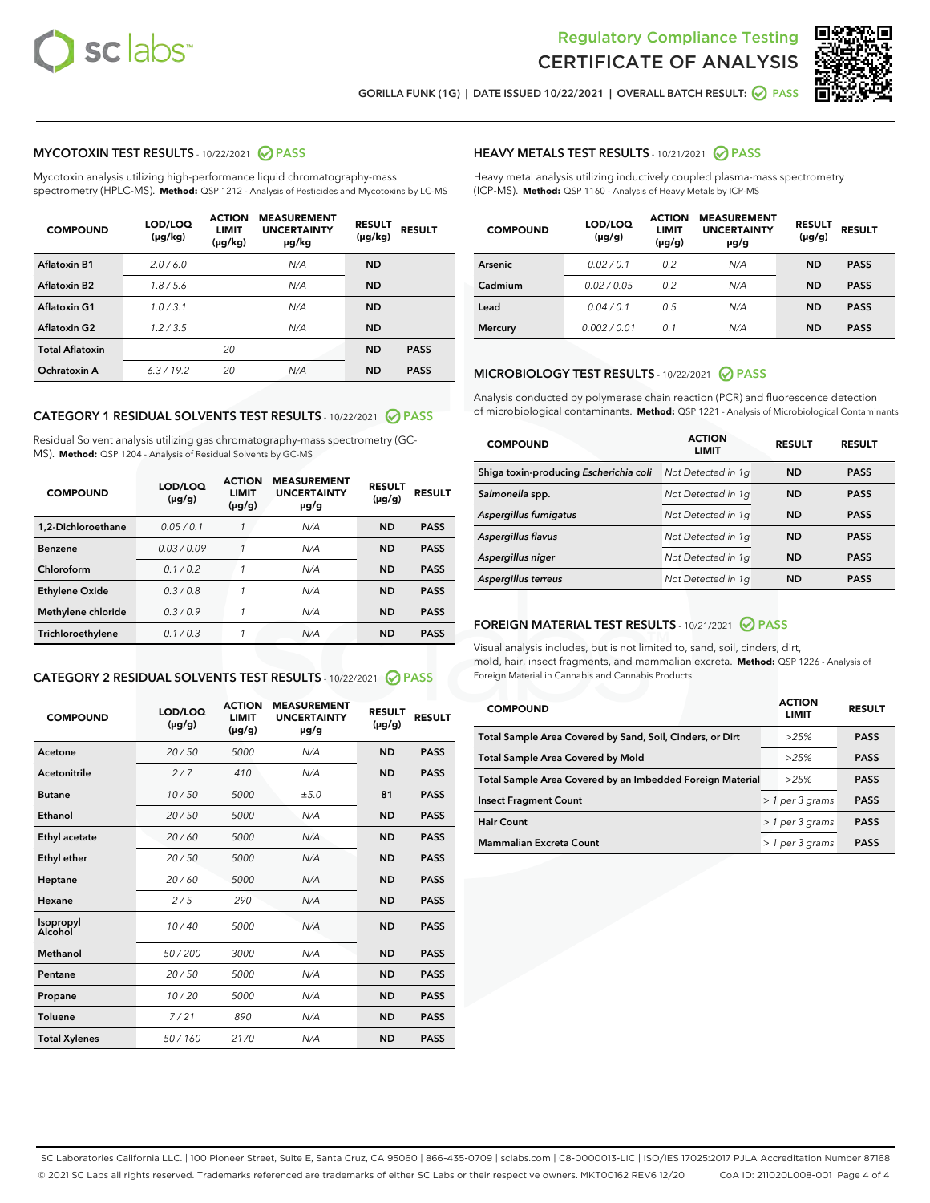Regulatory Compliance Testing
CERTIFICATE OF ANALYSIS

GORILLA FUNK (1G) | DATE ISSUED 10/22/2021 | OVERALL BATCH RESULT: PASS

## MYCOTOXIN TEST RESULTS - 10/22/2021 PASS

Mycotoxin analysis utilizing high-performance liquid chromatography-mass spectrometry (HPLC-MS). **Method:** QSP 1212 - Analysis of Pesticides and Mycotoxins by LC-MS

| COMPOUND | LOD/LOQ (µg/kg) | ACTION LIMIT (µg/kg) | MEASUREMENT UNCERTAINTY µg/kg | RESULT (µg/kg) | RESULT |
|---|---|---|---|---|---|
| Aflatoxin B1 | 2.0 / 6.0 | | N/A | ND | |
| Aflatoxin B2 | 1.8 / 5.6 | | N/A | ND | |
| Aflatoxin G1 | 1.0 / 3.1 | | N/A | ND | |
| Aflatoxin G2 | 1.2 / 3.5 | | N/A | ND | |
| Total Aflatoxin | | 20 | | ND | PASS |
| Ochratoxin A | 6.3 / 19.2 | 20 | N/A | ND | PASS |

## CATEGORY 1 RESIDUAL SOLVENTS TEST RESULTS - 10/22/2021 PASS

Residual Solvent analysis utilizing gas chromatography-mass spectrometry (GC-MS). **Method:** QSP 1204 - Analysis of Residual Solvents by GC-MS

| COMPOUND | LOD/LOQ (µg/g) | ACTION LIMIT (µg/g) | MEASUREMENT UNCERTAINTY µg/g | RESULT (µg/g) | RESULT |
|---|---|---|---|---|---|
| 1,2-Dichloroethane | 0.05 / 0.1 | 1 | N/A | ND | PASS |
| Benzene | 0.03 / 0.09 | 1 | N/A | ND | PASS |
| Chloroform | 0.1 / 0.2 | 1 | N/A | ND | PASS |
| Ethylene Oxide | 0.3 / 0.8 | 1 | N/A | ND | PASS |
| Methylene chloride | 0.3 / 0.9 | 1 | N/A | ND | PASS |
| Trichloroethylene | 0.1 / 0.3 | 1 | N/A | ND | PASS |

## CATEGORY 2 RESIDUAL SOLVENTS TEST RESULTS - 10/22/2021 PASS

| COMPOUND | LOD/LOQ (µg/g) | ACTION LIMIT (µg/g) | MEASUREMENT UNCERTAINTY µg/g | RESULT (µg/g) | RESULT |
|---|---|---|---|---|---|
| Acetone | 20 / 50 | 5000 | N/A | ND | PASS |
| Acetonitrile | 2 / 7 | 410 | N/A | ND | PASS |
| Butane | 10 / 50 | 5000 | ±5.0 | 81 | PASS |
| Ethanol | 20 / 50 | 5000 | N/A | ND | PASS |
| Ethyl acetate | 20 / 60 | 5000 | N/A | ND | PASS |
| Ethyl ether | 20 / 50 | 5000 | N/A | ND | PASS |
| Heptane | 20 / 60 | 5000 | N/A | ND | PASS |
| Hexane | 2 / 5 | 290 | N/A | ND | PASS |
| Isopropyl Alcohol | 10 / 40 | 5000 | N/A | ND | PASS |
| Methanol | 50 / 200 | 3000 | N/A | ND | PASS |
| Pentane | 20 / 50 | 5000 | N/A | ND | PASS |
| Propane | 10 / 20 | 5000 | N/A | ND | PASS |
| Toluene | 7 / 21 | 890 | N/A | ND | PASS |
| Total Xylenes | 50 / 160 | 2170 | N/A | ND | PASS |

## HEAVY METALS TEST RESULTS - 10/21/2021 PASS

Heavy metal analysis utilizing inductively coupled plasma-mass spectrometry (ICP-MS). **Method:** QSP 1160 - Analysis of Heavy Metals by ICP-MS

| COMPOUND | LOD/LOQ (µg/g) | ACTION LIMIT (µg/g) | MEASUREMENT UNCERTAINTY µg/g | RESULT (µg/g) | RESULT |
|---|---|---|---|---|---|
| Arsenic | 0.02 / 0.1 | 0.2 | N/A | ND | PASS |
| Cadmium | 0.02 / 0.05 | 0.2 | N/A | ND | PASS |
| Lead | 0.04 / 0.1 | 0.5 | N/A | ND | PASS |
| Mercury | 0.002 / 0.01 | 0.1 | N/A | ND | PASS |

## MICROBIOLOGY TEST RESULTS - 10/22/2021 PASS

Analysis conducted by polymerase chain reaction (PCR) and fluorescence detection of microbiological contaminants. **Method:** QSP 1221 - Analysis of Microbiological Contaminants

| COMPOUND | ACTION LIMIT | RESULT | RESULT |
|---|---|---|---|
| Shiga toxin-producing *Escherichia coli* | Not Detected in 1g | ND | PASS |
| *Salmonella* spp. | Not Detected in 1g | ND | PASS |
| *Aspergillus fumigatus* | Not Detected in 1g | ND | PASS |
| *Aspergillus flavus* | Not Detected in 1g | ND | PASS |
| *Aspergillus niger* | Not Detected in 1g | ND | PASS |
| *Aspergillus terreus* | Not Detected in 1g | ND | PASS |

## FOREIGN MATERIAL TEST RESULTS - 10/21/2021 PASS

Visual analysis includes, but is not limited to, sand, soil, cinders, dirt, mold, hair, insect fragments, and mammalian excreta. **Method:** QSP 1226 - Analysis of Foreign Material in Cannabis and Cannabis Products

| COMPOUND | ACTION LIMIT | RESULT |
|---|---|---|
| Total Sample Area Covered by Sand, Soil, Cinders, or Dirt | >25% | PASS |
| Total Sample Area Covered by Mold | >25% | PASS |
| Total Sample Area Covered by an Imbedded Foreign Material | >25% | PASS |
| Insect Fragment Count | > 1 per 3 grams | PASS |
| Hair Count | > 1 per 3 grams | PASS |
| Mammalian Excreta Count | > 1 per 3 grams | PASS |

SC Laboratories California LLC. | 100 Pioneer Street, Suite E, Santa Cruz, CA 95060 | 866-435-0709 | sclabs.com | C8-0000013-LIC | ISO/IES 17025:2017 PJLA Accreditation Number 87168
© 2021 SC Labs all rights reserved. Trademarks referenced are trademarks of either SC Labs or their respective owners. MKT00162 REV6 12/20 CoA ID: 211020L008-001